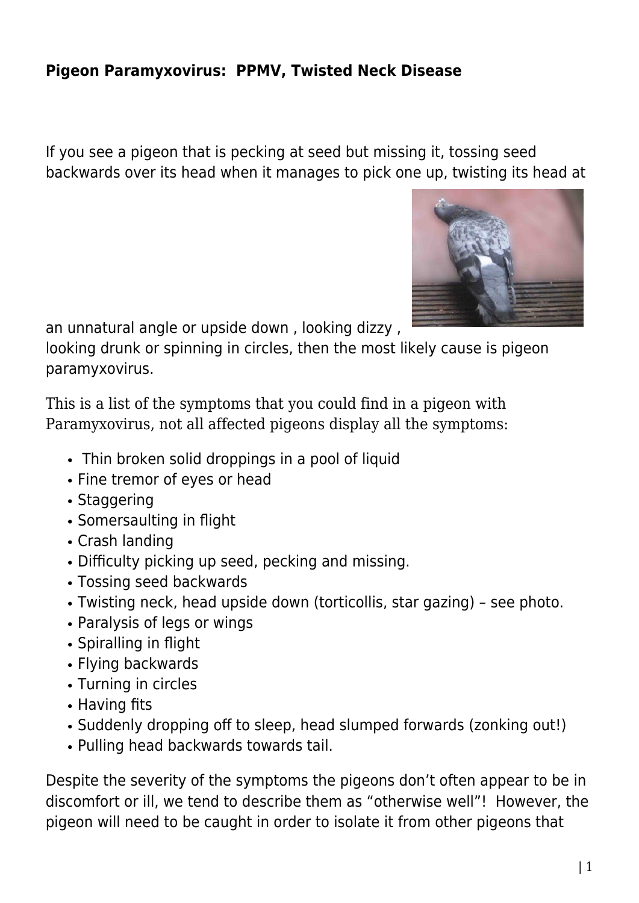**Pigeon Paramyxovirus: PPMV, Twisted Neck Disease**

If you see a pigeon that is pecking at seed but missing it, tossing seed backwards over its head when it manages to pick one up, twisting its head at an unnatural angle or upside down , looking dizzy , looking drunk or spinning in circles, then the most likely cause is pigeon paramyxovirus.

This is a list of the symptoms that you could find in a pigeon with Paramyxovirus, not all affected pigeons display all the symptoms:

- Thin broken solid droppings in a pool of liquid
- Fine tremor of eyes or head
- Staggering
- Somersaulting in flight
- Crash landing
- Difficulty picking up seed, pecking and missing.
- Tossing seed backwards
- Twisting neck, head upside down (torticollis, star gazing) – see photo.
- Paralysis of legs or wings
- Spiralling in flight
- Flying backwards
- Turning in circles
- Having fits
- Suddenly dropping off to sleep, head slumped forwards (zonking out!)
- Pulling head backwards towards tail.

Despite the severity of the symptoms the pigeons don't often appear to be in discomfort or ill, we tend to describe them as "otherwise well"! However, the pigeon will need to be caught in order to isolate it from other pigeons that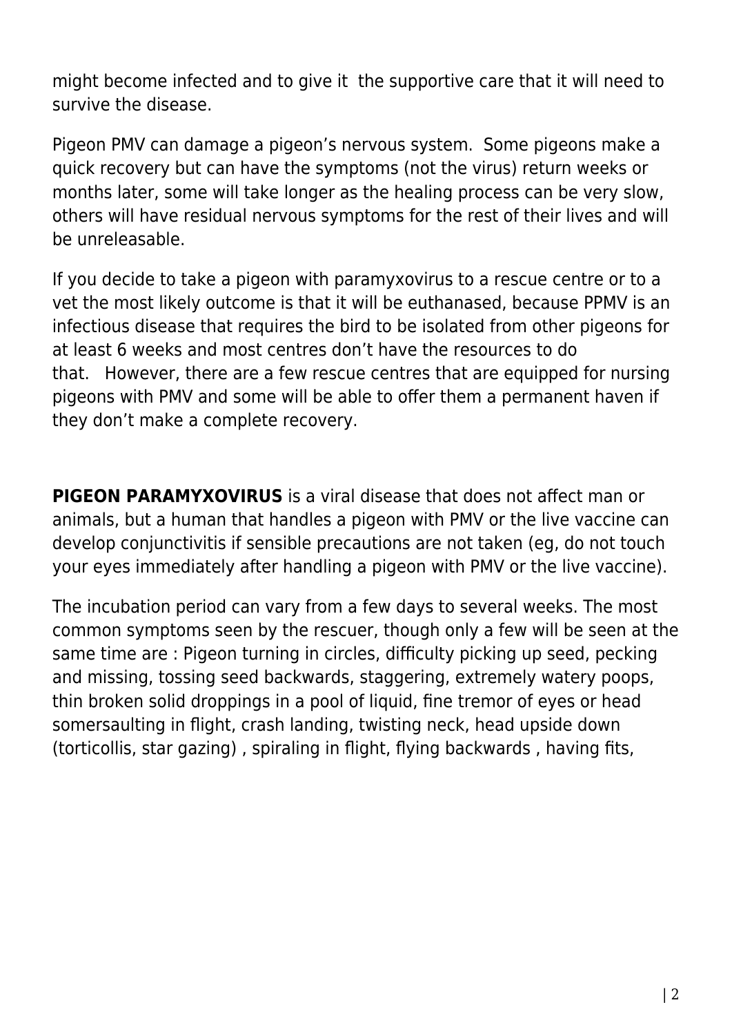might become infected and to give it  the supportive care that it will need to survive the disease.

Pigeon PMV can damage a pigeon's nervous system.  Some pigeons make a quick recovery but can have the symptoms (not the virus) return weeks or months later, some will take longer as the healing process can be very slow, others will have residual nervous symptoms for the rest of their lives and will be unreleasable.

If you decide to take a pigeon with paramyxovirus to a rescue centre or to a vet the most likely outcome is that it will be euthanased, because PPMV is an infectious disease that requires the bird to be isolated from other pigeons for at least 6 weeks and most centres don't have the resources to do that.   However, there are a few rescue centres that are equipped for nursing pigeons with PMV and some will be able to offer them a permanent haven if they don't make a complete recovery.

**PIGEON PARAMYXOVIRUS** is a viral disease that does not affect man or animals, but a human that handles a pigeon with PMV or the live vaccine can develop conjunctivitis if sensible precautions are not taken (eg, do not touch your eyes immediately after handling a pigeon with PMV or the live vaccine).

The incubation period can vary from a few days to several weeks. The most common symptoms seen by the rescuer, though only a few will be seen at the same time are : Pigeon turning in circles, difficulty picking up seed, pecking and missing, tossing seed backwards, staggering, extremely watery poops, thin broken solid droppings in a pool of liquid, fine tremor of eyes or head somersaulting in flight, crash landing, twisting neck, head upside down (torticollis, star gazing) , spiraling in flight, flying backwards , having fits,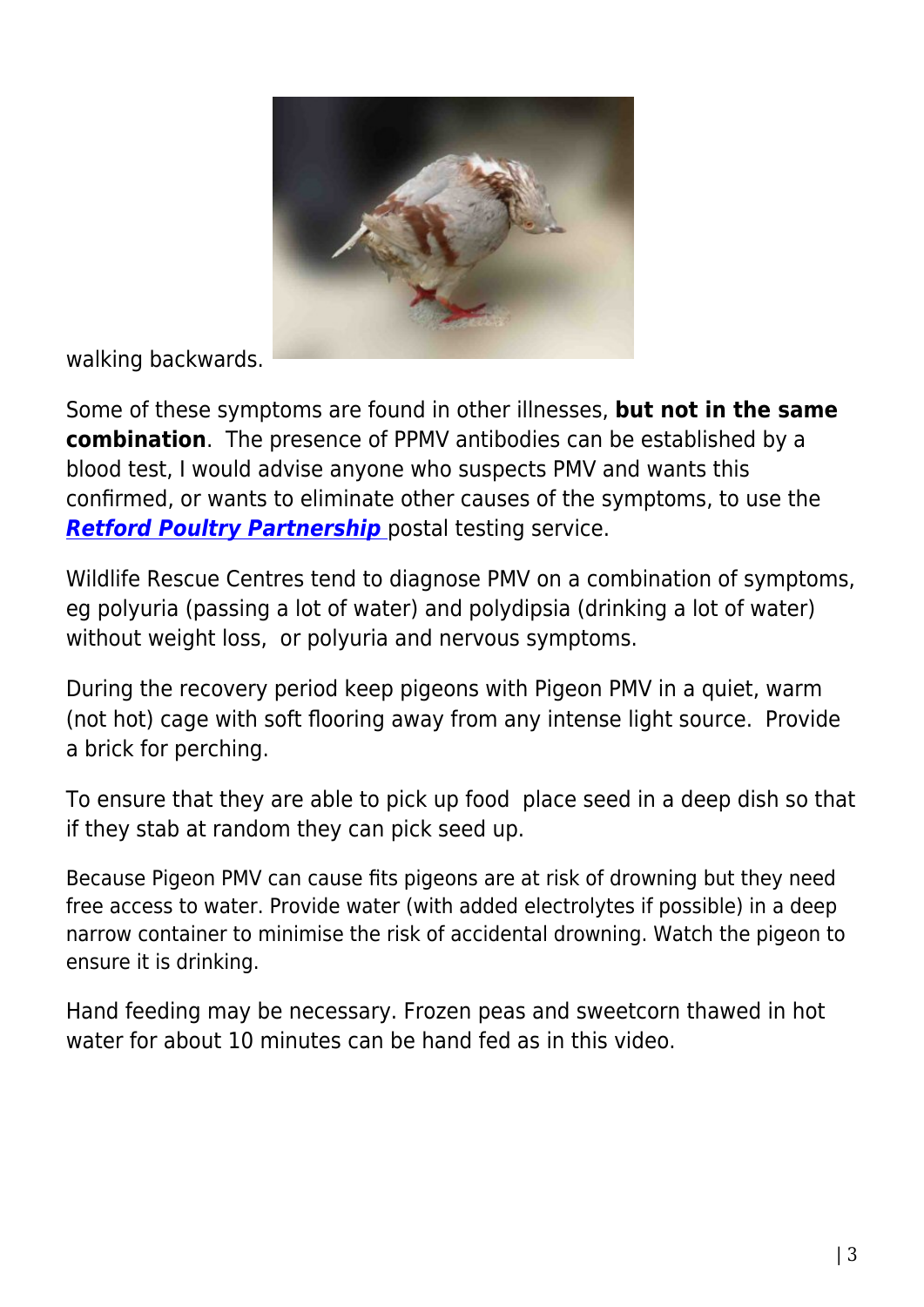walking backwards.

Some of these symptoms are found in other illnesses, **but not in the same combination**. The presence of PPMV antibodies can be established by a blood test, I would advise anyone who suspects PMV and wants this confirmed, or wants to eliminate other causes of the symptoms, to use the ***Retford Poultry Partnership*** postal testing service.

Wildlife Rescue Centres tend to diagnose PMV on a combination of symptoms, eg polyuria (passing a lot of water) and polydipsia (drinking a lot of water) without weight loss, or polyuria and nervous symptoms.

During the recovery period keep pigeons with Pigeon PMV in a quiet, warm (not hot) cage with soft flooring away from any intense light source. Provide a brick for perching.

To ensure that they are able to pick up food place seed in a deep dish so that if they stab at random they can pick seed up.

Because Pigeon PMV can cause fits pigeons are at risk of drowning but they need free access to water. Provide water (with added electrolytes if possible) in a deep narrow container to minimise the risk of accidental drowning. Watch the pigeon to ensure it is drinking.

Hand feeding may be necessary. Frozen peas and sweetcorn thawed in hot water for about 10 minutes can be hand fed as in this video.